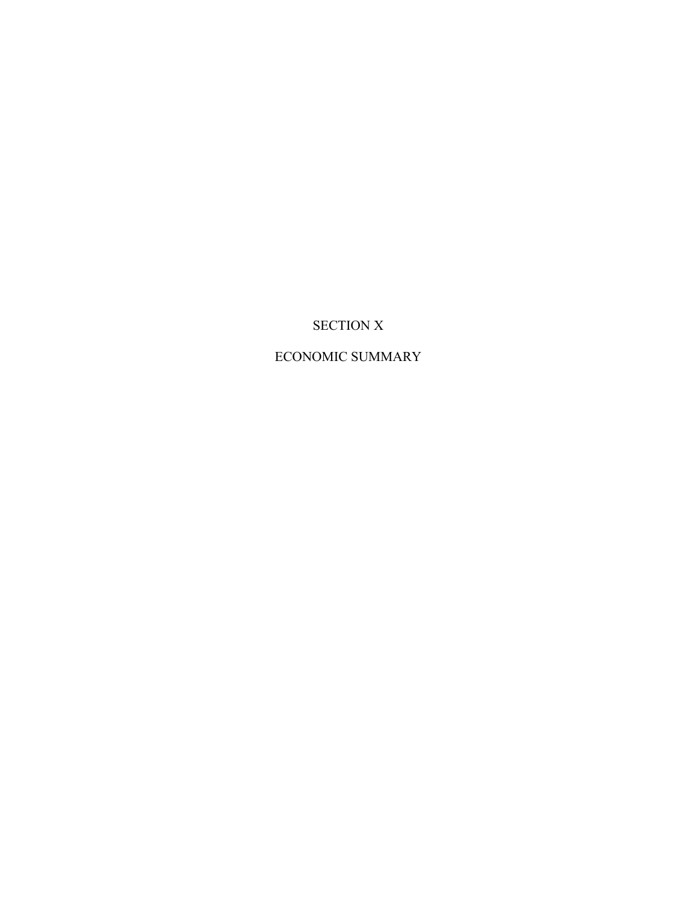# SECTION X

# ECONOMIC SUMMARY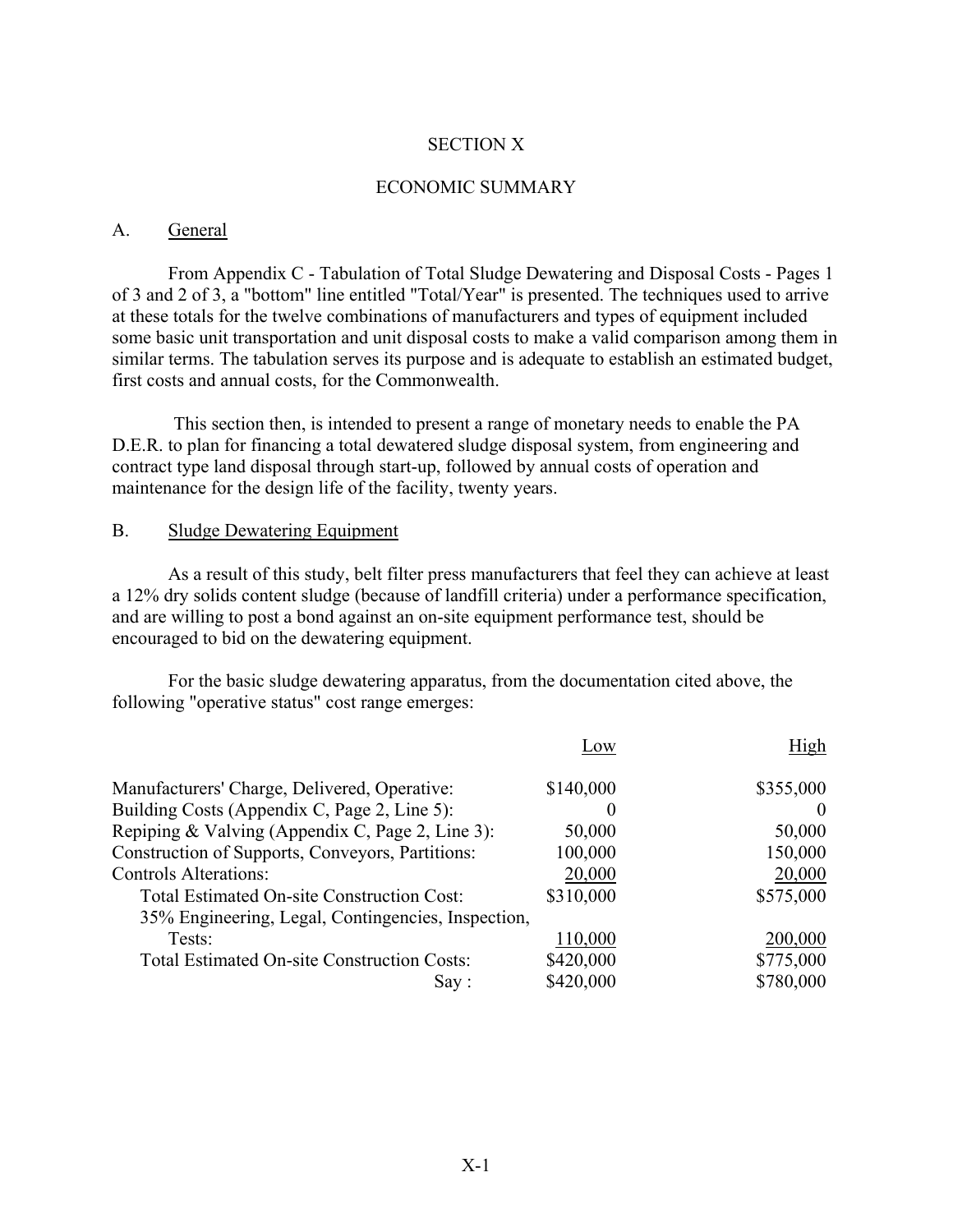# SECTION X

## ECONOMIC SUMMARY

### A. General

From Appendix C - Tabulation of Total Sludge Dewatering and Disposal Costs - Pages 1 of 3 and 2 of 3, a "bottom" line entitled "Total/Year" is presented. The techniques used to arrive at these totals for the twelve combinations of manufacturers and types of equipment included some basic unit transportation and unit disposal costs to make a valid comparison among them in similar terms. The tabulation serves its purpose and is adequate to establish an estimated budget, first costs and annual costs, for the Commonwealth.

This section then, is intended to present a range of monetary needs to enable the PA D.E.R. to plan for financing a total dewatered sludge disposal system, from engineering and contract type land disposal through start-up, followed by annual costs of operation and maintenance for the design life of the facility, twenty years.

### B. Sludge Dewatering Equipment

As a result of this study, belt filter press manufacturers that feel they can achieve at least a 12% dry solids content sludge (because of landfill criteria) under a performance specification, and are willing to post a bond against an on-site equipment performance test, should be encouraged to bid on the dewatering equipment.

For the basic sludge dewatering apparatus, from the documentation cited above, the following "operative status" cost range emerges:

| | Low | High |
|---|---|---|
| Manufacturers' Charge, Delivered, Operative: | $140,000 | $355,000 |
| Building Costs (Appendix C, Page 2, Line 5): | 0 | 0 |
| Repiping & Valving (Appendix C, Page 2, Line 3): | 50,000 | 50,000 |
| Construction of Supports, Conveyors, Partitions: | 100,000 | 150,000 |
| Controls Alterations: | 20,000 | 20,000 |
| Total Estimated On-site Construction Cost: | $310,000 | $575,000 |
| 35% Engineering, Legal, Contingencies, Inspection, Tests: | 110,000 | 200,000 |
| Total Estimated On-site Construction Costs: | $420,000 | $775,000 |
| Say : | $420,000 | $780,000 |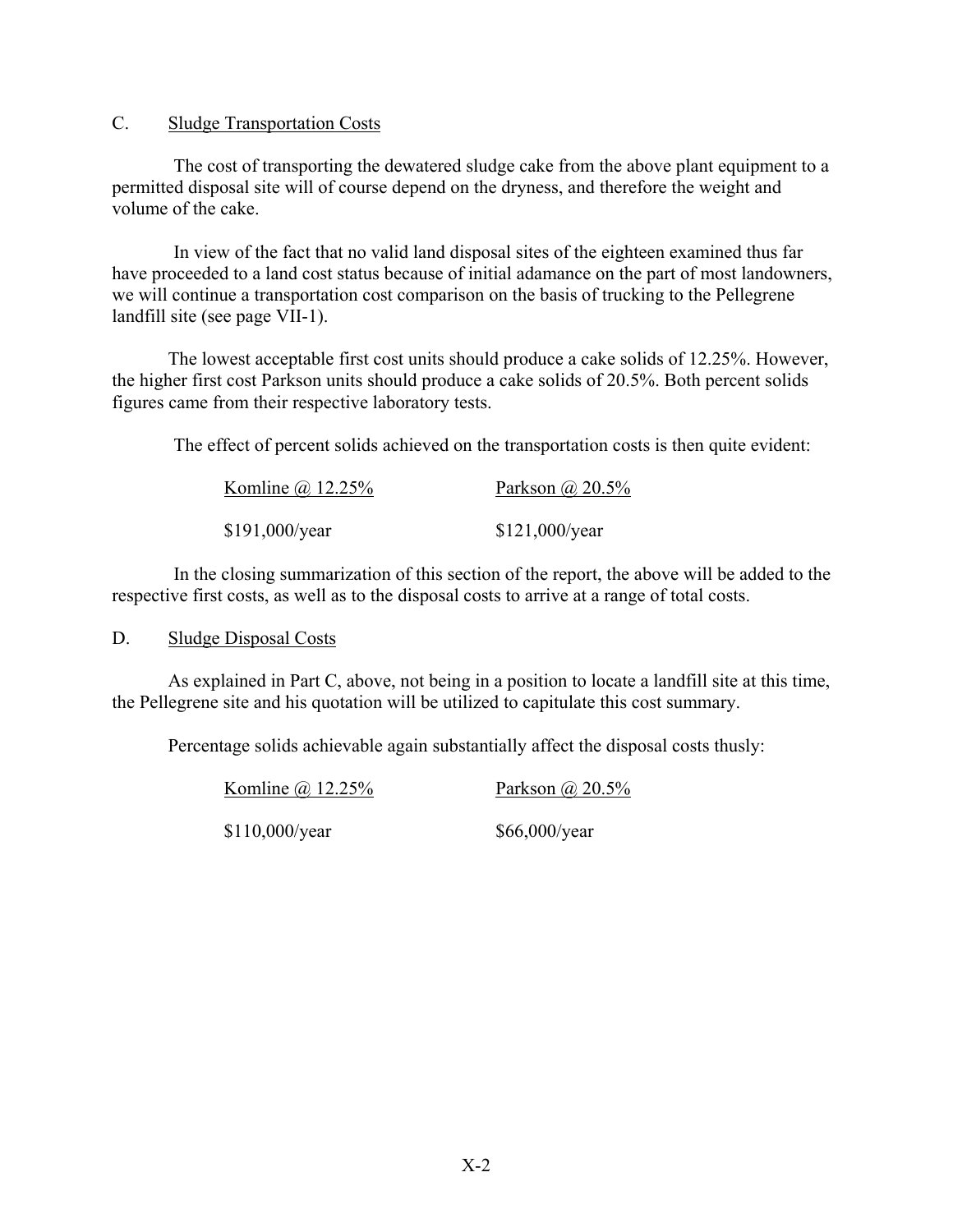## C. Sludge Transportation Costs

The cost of transporting the dewatered sludge cake from the above plant equipment to a permitted disposal site will of course depend on the dryness, and therefore the weight and volume of the cake.

In view of the fact that no valid land disposal sites of the eighteen examined thus far have proceeded to a land cost status because of initial adamance on the part of most landowners, we will continue a transportation cost comparison on the basis of trucking to the Pellegrene landfill site (see page VII-1).

The lowest acceptable first cost units should produce a cake solids of 12.25%. However, the higher first cost Parkson units should produce a cake solids of 20.5%. Both percent solids figures came from their respective laboratory tests.

The effect of percent solids achieved on the transportation costs is then quite evident:

| Komline @ 12.25% | Parkson @ 20.5% |
|---|---|
| $191,000/year | $121,000/year |

In the closing summarization of this section of the report, the above will be added to the respective first costs, as well as to the disposal costs to arrive at a range of total costs.

## D. Sludge Disposal Costs

As explained in Part C, above, not being in a position to locate a landfill site at this time, the Pellegrene site and his quotation will be utilized to capitulate this cost summary.

Percentage solids achievable again substantially affect the disposal costs thusly:

| Komline @ 12.25% | Parkson @ 20.5% |
|---|---|
| $110,000/year | $66,000/year |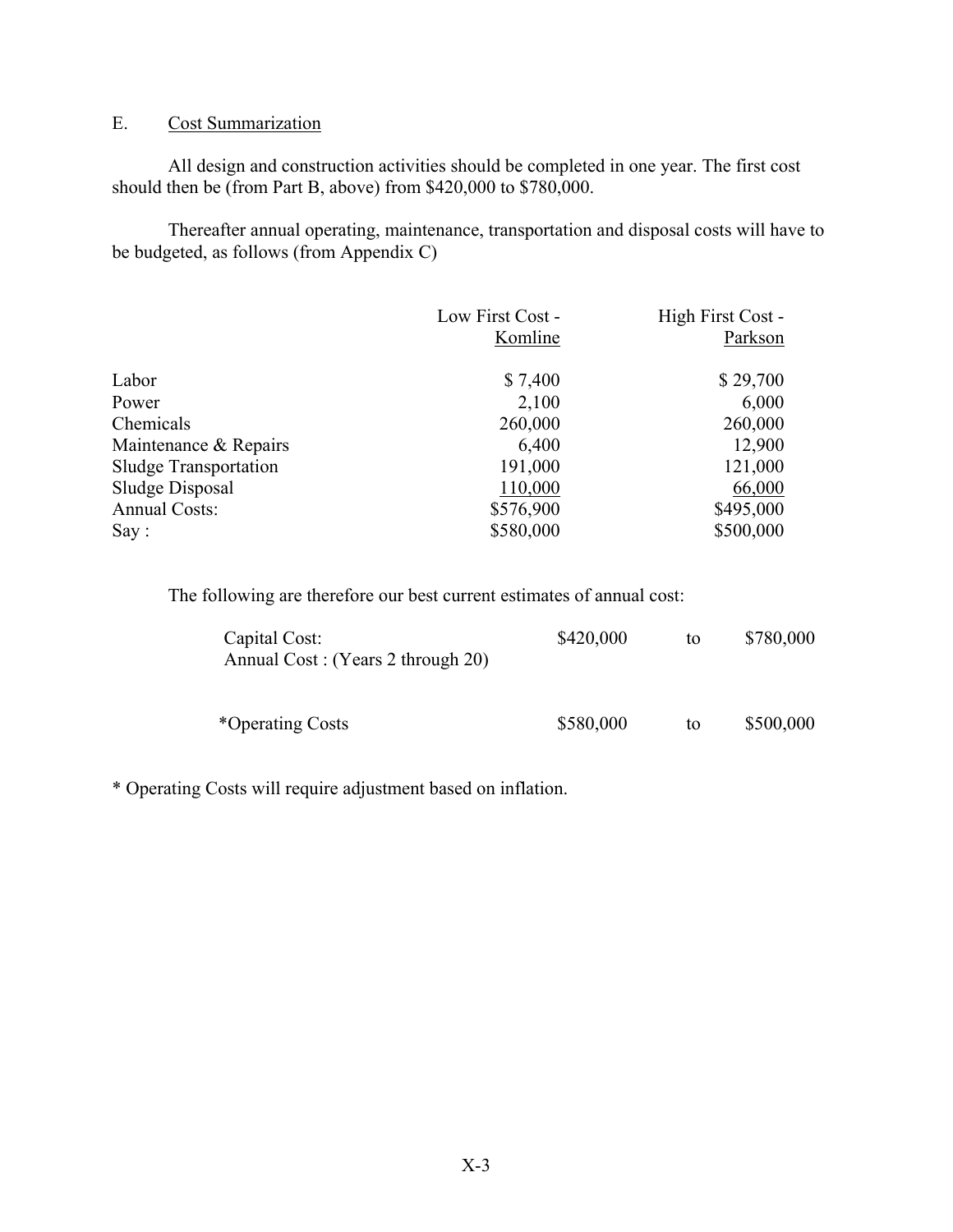## E. Cost Summarization

All design and construction activities should be completed in one year. The first cost should then be (from Part B, above) from $420,000 to $780,000.

Thereafter annual operating, maintenance, transportation and disposal costs will have to be budgeted, as follows (from Appendix C)

| | Low First Cost - Komline | High First Cost - Parkson |
|---|---:|---:|
| Labor | $ 7,400 | $ 29,700 |
| Power | 2,100 | 6,000 |
| Chemicals | 260,000 | 260,000 |
| Maintenance & Repairs | 6,400 | 12,900 |
| Sludge Transportation | 191,000 | 121,000 |
| Sludge Disposal | 110,000 | 66,000 |
| Annual Costs: | $576,900 | $495,000 |
| Say : | $580,000 | $500,000 |

The following are therefore our best current estimates of annual cost:

| | | | |
|---|---:|---|---:|
| Capital Cost: | $420,000 | to | $780,000 |
| Annual Cost : (Years 2 through 20) | | | |
| *Operating Costs | $580,000 | to | $500,000 |

* Operating Costs will require adjustment based on inflation.